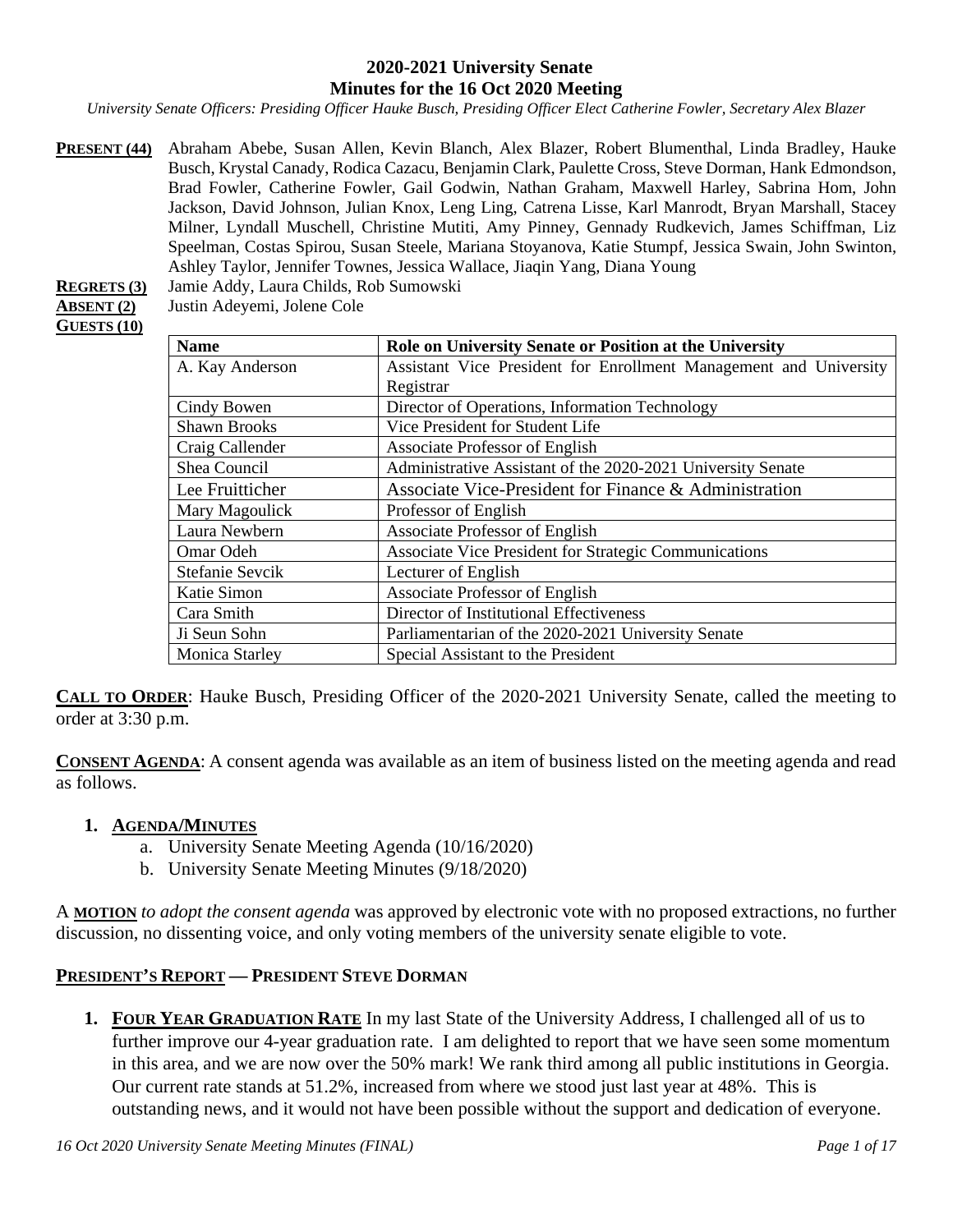# 2020-2021 University Senate
## Minutes for the 16 Oct 2020 Meeting

*University Senate Officers: Presiding Officer Hauke Busch, Presiding Officer Elect Catherine Fowler, Secretary Alex Blazer*

**PRESENT (44)** Abraham Abebe, Susan Allen, Kevin Blanch, Alex Blazer, Robert Blumenthal, Linda Bradley, Hauke Busch, Krystal Canady, Rodica Cazacu, Benjamin Clark, Paulette Cross, Steve Dorman, Hank Edmondson, Brad Fowler, Catherine Fowler, Gail Godwin, Nathan Graham, Maxwell Harley, Sabrina Hom, John Jackson, David Johnson, Julian Knox, Leng Ling, Catrena Lisse, Karl Manrodt, Bryan Marshall, Stacey Milner, Lyndall Muschell, Christine Mutiti, Amy Pinney, Gennady Rudkevich, James Schiffman, Liz Speelman, Costas Spirou, Susan Steele, Mariana Stoyanova, Katie Stumpf, Jessica Swain, John Swinton, Ashley Taylor, Jennifer Townes, Jessica Wallace, Jiaqin Yang, Diana Young

**REGRETS (3)** Jamie Addy, Laura Childs, Rob Sumowski

**ABSENT (2)** Justin Adeyemi, Jolene Cole

**GUESTS (10)**

| Name | Role on University Senate or Position at the University |
|---|---|
| A. Kay Anderson | Assistant Vice President for Enrollment Management and University Registrar |
| Cindy Bowen | Director of Operations, Information Technology |
| Shawn Brooks | Vice President for Student Life |
| Craig Callender | Associate Professor of English |
| Shea Council | Administrative Assistant of the 2020-2021 University Senate |
| Lee Fruitticher | Associate Vice-President for Finance & Administration |
| Mary Magoulick | Professor of English |
| Laura Newbern | Associate Professor of English |
| Omar Odeh | Associate Vice President for Strategic Communications |
| Stefanie Sevcik | Lecturer of English |
| Katie Simon | Associate Professor of English |
| Cara Smith | Director of Institutional Effectiveness |
| Ji Seun Sohn | Parliamentarian of the 2020-2021 University Senate |
| Monica Starley | Special Assistant to the President |

**CALL TO ORDER**: Hauke Busch, Presiding Officer of the 2020-2021 University Senate, called the meeting to order at 3:30 p.m.

**CONSENT AGENDA**: A consent agenda was available as an item of business listed on the meeting agenda and read as follows.

1. **AGENDA/MINUTES**
   a. University Senate Meeting Agenda (10/16/2020)
   b. University Senate Meeting Minutes (9/18/2020)

A **MOTION** *to adopt the consent agenda* was approved by electronic vote with no proposed extractions, no further discussion, no dissenting voice, and only voting members of the university senate eligible to vote.

**PRESIDENT'S REPORT — PRESIDENT STEVE DORMAN**

1. **FOUR YEAR GRADUATION RATE** In my last State of the University Address, I challenged all of us to further improve our 4-year graduation rate. I am delighted to report that we have seen some momentum in this area, and we are now over the 50% mark! We rank third among all public institutions in Georgia. Our current rate stands at 51.2%, increased from where we stood just last year at 48%. This is outstanding news, and it would not have been possible without the support and dedication of everyone.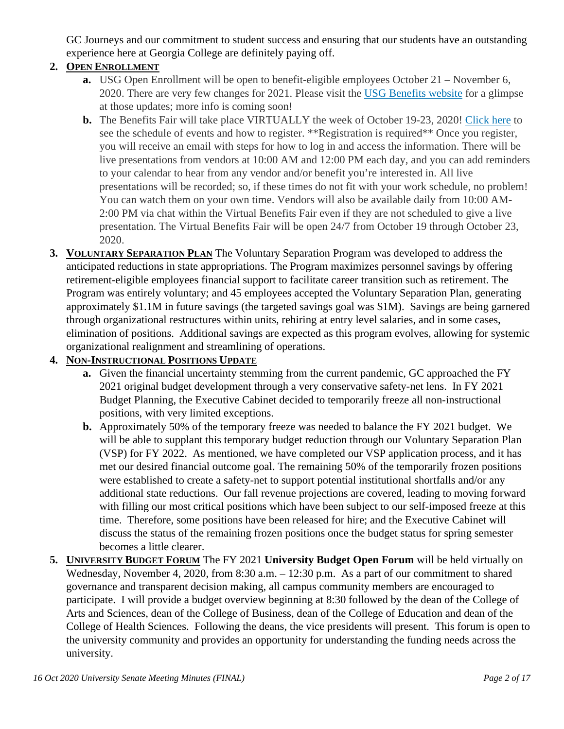GC Journeys and our commitment to student success and ensuring that our students have an outstanding experience here at Georgia College are definitely paying off.

2. **OPEN ENROLLMENT**
   a. USG Open Enrollment will be open to benefit-eligible employees October 21 – November 6, 2020. There are very few changes for 2021. Please visit the USG Benefits website for a glimpse at those updates; more info is coming soon!
   b. The Benefits Fair will take place VIRTUALLY the week of October 19-23, 2020! Click here to see the schedule of events and how to register. **Registration is required** Once you register, you will receive an email with steps for how to log in and access the information. There will be live presentations from vendors at 10:00 AM and 12:00 PM each day, and you can add reminders to your calendar to hear from any vendor and/or benefit you're interested in. All live presentations will be recorded; so, if these times do not fit with your work schedule, no problem! You can watch them on your own time. Vendors will also be available daily from 10:00 AM-2:00 PM via chat within the Virtual Benefits Fair even if they are not scheduled to give a live presentation. The Virtual Benefits Fair will be open 24/7 from October 19 through October 23, 2020.

3. **VOLUNTARY SEPARATION PLAN** The Voluntary Separation Program was developed to address the anticipated reductions in state appropriations. The Program maximizes personnel savings by offering retirement-eligible employees financial support to facilitate career transition such as retirement. The Program was entirely voluntary; and 45 employees accepted the Voluntary Separation Plan, generating approximately $1.1M in future savings (the targeted savings goal was $1M). Savings are being garnered through organizational restructures within units, rehiring at entry level salaries, and in some cases, elimination of positions. Additional savings are expected as this program evolves, allowing for systemic organizational realignment and streamlining of operations.

4. **NON-INSTRUCTIONAL POSITIONS UPDATE**
   a. Given the financial uncertainty stemming from the current pandemic, GC approached the FY 2021 original budget development through a very conservative safety-net lens. In FY 2021 Budget Planning, the Executive Cabinet decided to temporarily freeze all non-instructional positions, with very limited exceptions.
   b. Approximately 50% of the temporary freeze was needed to balance the FY 2021 budget. We will be able to supplant this temporary budget reduction through our Voluntary Separation Plan (VSP) for FY 2022. As mentioned, we have completed our VSP application process, and it has met our desired financial outcome goal. The remaining 50% of the temporarily frozen positions were established to create a safety-net to support potential institutional shortfalls and/or any additional state reductions. Our fall revenue projections are covered, leading to moving forward with filling our most critical positions which have been subject to our self-imposed freeze at this time. Therefore, some positions have been released for hire; and the Executive Cabinet will discuss the status of the remaining frozen positions once the budget status for spring semester becomes a little clearer.

5. **UNIVERSITY BUDGET FORUM** The FY 2021 **University Budget Open Forum** will be held virtually on Wednesday, November 4, 2020, from 8:30 a.m. – 12:30 p.m. As a part of our commitment to shared governance and transparent decision making, all campus community members are encouraged to participate. I will provide a budget overview beginning at 8:30 followed by the dean of the College of Arts and Sciences, dean of the College of Business, dean of the College of Education and dean of the College of Health Sciences. Following the deans, the vice presidents will present. This forum is open to the university community and provides an opportunity for understanding the funding needs across the university.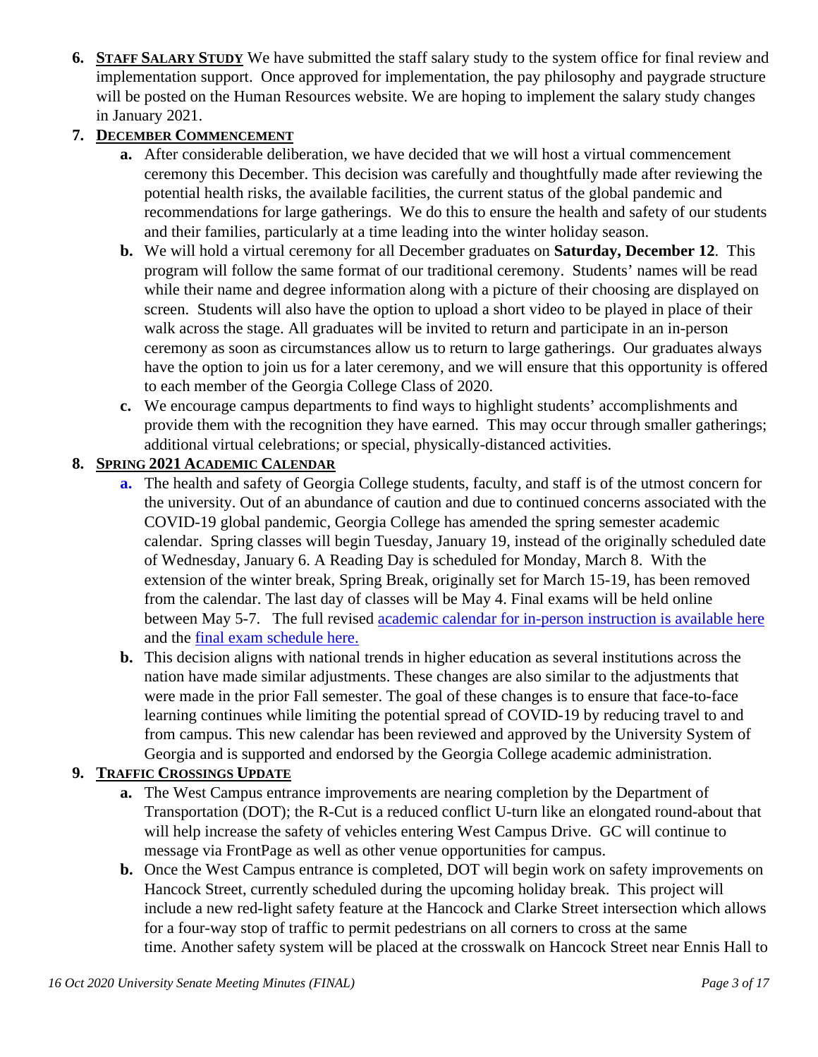6. **STAFF SALARY STUDY** We have submitted the staff salary study to the system office for final review and implementation support. Once approved for implementation, the pay philosophy and paygrade structure will be posted on the Human Resources website. We are hoping to implement the salary study changes in January 2021.

7. **DECEMBER COMMENCEMENT**
   a. After considerable deliberation, we have decided that we will host a virtual commencement ceremony this December. This decision was carefully and thoughtfully made after reviewing the potential health risks, the available facilities, the current status of the global pandemic and recommendations for large gatherings. We do this to ensure the health and safety of our students and their families, particularly at a time leading into the winter holiday season.
   b. We will hold a virtual ceremony for all December graduates on **Saturday, December 12**. This program will follow the same format of our traditional ceremony. Students' names will be read while their name and degree information along with a picture of their choosing are displayed on screen. Students will also have the option to upload a short video to be played in place of their walk across the stage. All graduates will be invited to return and participate in an in-person ceremony as soon as circumstances allow us to return to large gatherings. Our graduates always have the option to join us for a later ceremony, and we will ensure that this opportunity is offered to each member of the Georgia College Class of 2020.
   c. We encourage campus departments to find ways to highlight students' accomplishments and provide them with the recognition they have earned. This may occur through smaller gatherings; additional virtual celebrations; or special, physically-distanced activities.

8. **SPRING 2021 ACADEMIC CALENDAR**
   a. The health and safety of Georgia College students, faculty, and staff is of the utmost concern for the university. Out of an abundance of caution and due to continued concerns associated with the COVID-19 global pandemic, Georgia College has amended the spring semester academic calendar. Spring classes will begin Tuesday, January 19, instead of the originally scheduled date of Wednesday, January 6. A Reading Day is scheduled for Monday, March 8. With the extension of the winter break, Spring Break, originally set for March 15-19, has been removed from the calendar. The last day of classes will be May 4. Final exams will be held online between May 5-7. The full revised academic calendar for in-person instruction is available here and the final exam schedule here.
   b. This decision aligns with national trends in higher education as several institutions across the nation have made similar adjustments. These changes are also similar to the adjustments that were made in the prior Fall semester. The goal of these changes is to ensure that face-to-face learning continues while limiting the potential spread of COVID-19 by reducing travel to and from campus. This new calendar has been reviewed and approved by the University System of Georgia and is supported and endorsed by the Georgia College academic administration.

9. **TRAFFIC CROSSINGS UPDATE**
   a. The West Campus entrance improvements are nearing completion by the Department of Transportation (DOT); the R-Cut is a reduced conflict U-turn like an elongated round-about that will help increase the safety of vehicles entering West Campus Drive. GC will continue to message via FrontPage as well as other venue opportunities for campus.
   b. Once the West Campus entrance is completed, DOT will begin work on safety improvements on Hancock Street, currently scheduled during the upcoming holiday break. This project will include a new red-light safety feature at the Hancock and Clarke Street intersection which allows for a four-way stop of traffic to permit pedestrians on all corners to cross at the same time. Another safety system will be placed at the crosswalk on Hancock Street near Ennis Hall to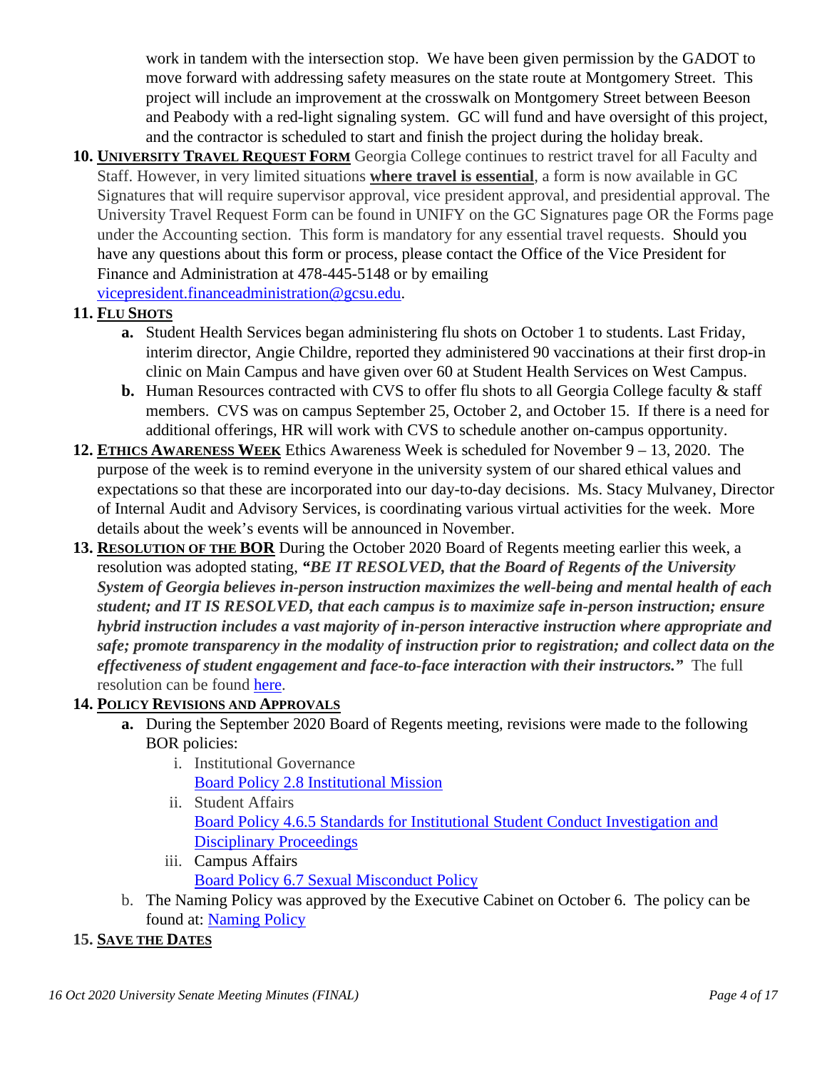work in tandem with the intersection stop. We have been given permission by the GADOT to move forward with addressing safety measures on the state route at Montgomery Street. This project will include an improvement at the crosswalk on Montgomery Street between Beeson and Peabody with a red-light signaling system. GC will fund and have oversight of this project, and the contractor is scheduled to start and finish the project during the holiday break.

10. **UNIVERSITY TRAVEL REQUEST FORM** Georgia College continues to restrict travel for all Faculty and Staff. However, in very limited situations **where travel is essential**, a form is now available in GC Signatures that will require supervisor approval, vice president approval, and presidential approval. The University Travel Request Form can be found in UNIFY on the GC Signatures page OR the Forms page under the Accounting section. This form is mandatory for any essential travel requests. Should you have any questions about this form or process, please contact the Office of the Vice President for Finance and Administration at 478-445-5148 or by emailing vicepresident.financeadministration@gcsu.edu.

11. **FLU SHOTS**
    - **a.** Student Health Services began administering flu shots on October 1 to students. Last Friday, interim director, Angie Childre, reported they administered 90 vaccinations at their first drop-in clinic on Main Campus and have given over 60 at Student Health Services on West Campus.
    - **b.** Human Resources contracted with CVS to offer flu shots to all Georgia College faculty & staff members. CVS was on campus September 25, October 2, and October 15. If there is a need for additional offerings, HR will work with CVS to schedule another on-campus opportunity.

12. **ETHICS AWARENESS WEEK** Ethics Awareness Week is scheduled for November 9 – 13, 2020. The purpose of the week is to remind everyone in the university system of our shared ethical values and expectations so that these are incorporated into our day-to-day decisions. Ms. Stacy Mulvaney, Director of Internal Audit and Advisory Services, is coordinating various virtual activities for the week. More details about the week's events will be announced in November.

13. **RESOLUTION OF THE BOR** During the October 2020 Board of Regents meeting earlier this week, a resolution was adopted stating, ***"BE IT RESOLVED, that the Board of Regents of the University System of Georgia believes in-person instruction maximizes the well-being and mental health of each student; and IT IS RESOLVED, that each campus is to maximize safe in-person instruction; ensure hybrid instruction includes a vast majority of in-person interactive instruction where appropriate and safe; promote transparency in the modality of instruction prior to registration; and collect data on the effectiveness of student engagement and face-to-face interaction with their instructors."*** The full resolution can be found here.

14. **POLICY REVISIONS AND APPROVALS**
    - **a.** During the September 2020 Board of Regents meeting, revisions were made to the following BOR policies:
        - i. Institutional Governance
          Board Policy 2.8 Institutional Mission
        - ii. Student Affairs
          Board Policy 4.6.5 Standards for Institutional Student Conduct Investigation and Disciplinary Proceedings
        - iii. Campus Affairs
          Board Policy 6.7 Sexual Misconduct Policy
    - b. The Naming Policy was approved by the Executive Cabinet on October 6. The policy can be found at: Naming Policy

15. **SAVE THE DATES**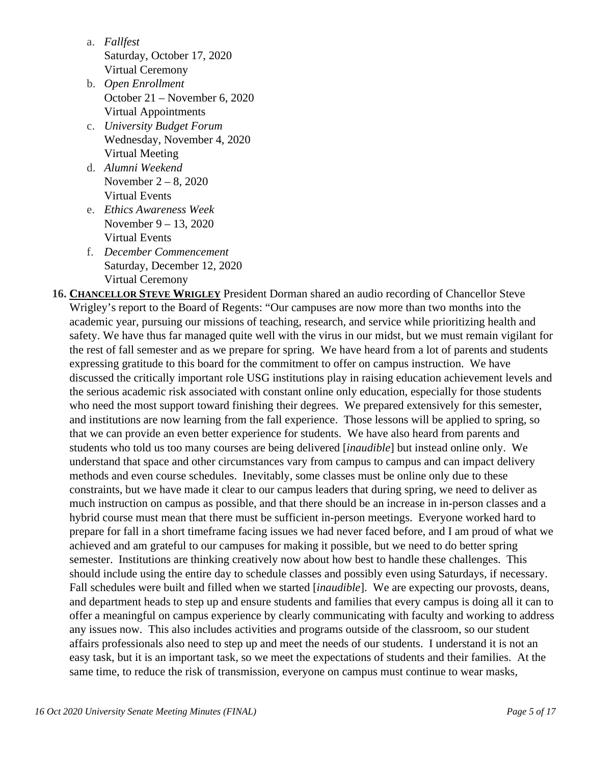a. *Fallfest*
   Saturday, October 17, 2020
   Virtual Ceremony
b. *Open Enrollment*
   October 21 – November 6, 2020
   Virtual Appointments
c. *University Budget Forum*
   Wednesday, November 4, 2020
   Virtual Meeting
d. *Alumni Weekend*
   November 2 – 8, 2020
   Virtual Events
e. *Ethics Awareness Week*
   November 9 – 13, 2020
   Virtual Events
f. *December Commencement*
   Saturday, December 12, 2020
   Virtual Ceremony

**16. <u>CHANCELLOR STEVE WRIGLEY</u>** President Dorman shared an audio recording of Chancellor Steve Wrigley's report to the Board of Regents: "Our campuses are now more than two months into the academic year, pursuing our missions of teaching, research, and service while prioritizing health and safety. We have thus far managed quite well with the virus in our midst, but we must remain vigilant for the rest of fall semester and as we prepare for spring. We have heard from a lot of parents and students expressing gratitude to this board for the commitment to offer on campus instruction. We have discussed the critically important role USG institutions play in raising education achievement levels and the serious academic risk associated with constant online only education, especially for those students who need the most support toward finishing their degrees. We prepared extensively for this semester, and institutions are now learning from the fall experience. Those lessons will be applied to spring, so that we can provide an even better experience for students. We have also heard from parents and students who told us too many courses are being delivered [*inaudible*] but instead online only. We understand that space and other circumstances vary from campus to campus and can impact delivery methods and even course schedules. Inevitably, some classes must be online only due to these constraints, but we have made it clear to our campus leaders that during spring, we need to deliver as much instruction on campus as possible, and that there should be an increase in in-person classes and a hybrid course must mean that there must be sufficient in-person meetings. Everyone worked hard to prepare for fall in a short timeframe facing issues we had never faced before, and I am proud of what we achieved and am grateful to our campuses for making it possible, but we need to do better spring semester. Institutions are thinking creatively now about how best to handle these challenges. This should include using the entire day to schedule classes and possibly even using Saturdays, if necessary. Fall schedules were built and filled when we started [*inaudible*]. We are expecting our provosts, deans, and department heads to step up and ensure students and families that every campus is doing all it can to offer a meaningful on campus experience by clearly communicating with faculty and working to address any issues now. This also includes activities and programs outside of the classroom, so our student affairs professionals also need to step up and meet the needs of our students. I understand it is not an easy task, but it is an important task, so we meet the expectations of students and their families. At the same time, to reduce the risk of transmission, everyone on campus must continue to wear masks,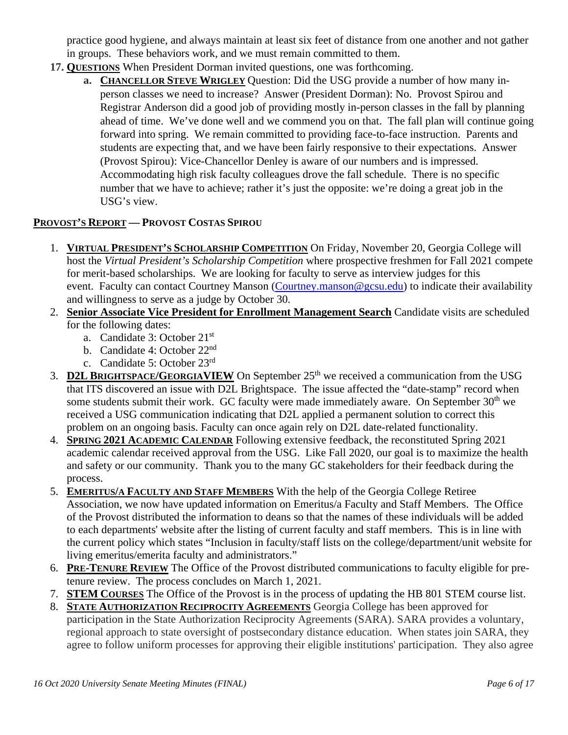practice good hygiene, and always maintain at least six feet of distance from one another and not gather in groups. These behaviors work, and we must remain committed to them.

17. **QUESTIONS** When President Dorman invited questions, one was forthcoming.
    a. **CHANCELLOR STEVE WRIGLEY** Question: Did the USG provide a number of how many in-person classes we need to increase? Answer (President Dorman): No. Provost Spirou and Registrar Anderson did a good job of providing mostly in-person classes in the fall by planning ahead of time. We've done well and we commend you on that. The fall plan will continue going forward into spring. We remain committed to providing face-to-face instruction. Parents and students are expecting that, and we have been fairly responsive to their expectations. Answer (Provost Spirou): Vice-Chancellor Denley is aware of our numbers and is impressed. Accommodating high risk faculty colleagues drove the fall schedule. There is no specific number that we have to achieve; rather it's just the opposite: we're doing a great job in the USG's view.

## PROVOST'S REPORT — PROVOST COSTAS SPIROU

1. **VIRTUAL PRESIDENT'S SCHOLARSHIP COMPETITION** On Friday, November 20, Georgia College will host the *Virtual President's Scholarship Competition* where prospective freshmen for Fall 2021 compete for merit-based scholarships. We are looking for faculty to serve as interview judges for this event. Faculty can contact Courtney Manson (Courtney.manson@gcsu.edu) to indicate their availability and willingness to serve as a judge by October 30.
2. **Senior Associate Vice President for Enrollment Management Search** Candidate visits are scheduled for the following dates:
   a. Candidate 3: October 21st
   b. Candidate 4: October 22nd
   c. Candidate 5: October 23rd
3. **D2L BRIGHTSPACE/GEORGIAVIEW** On September 25th we received a communication from the USG that ITS discovered an issue with D2L Brightspace. The issue affected the "date-stamp" record when some students submit their work. GC faculty were made immediately aware. On September 30th we received a USG communication indicating that D2L applied a permanent solution to correct this problem on an ongoing basis. Faculty can once again rely on D2L date-related functionality.
4. **SPRING 2021 ACADEMIC CALENDAR** Following extensive feedback, the reconstituted Spring 2021 academic calendar received approval from the USG. Like Fall 2020, our goal is to maximize the health and safety or our community. Thank you to the many GC stakeholders for their feedback during the process.
5. **EMERITUS/A FACULTY AND STAFF MEMBERS** With the help of the Georgia College Retiree Association, we now have updated information on Emeritus/a Faculty and Staff Members. The Office of the Provost distributed the information to deans so that the names of these individuals will be added to each departments' website after the listing of current faculty and staff members. This is in line with the current policy which states "Inclusion in faculty/staff lists on the college/department/unit website for living emeritus/emerita faculty and administrators."
6. **PRE-TENURE REVIEW** The Office of the Provost distributed communications to faculty eligible for pre-tenure review. The process concludes on March 1, 2021.
7. **STEM COURSES** The Office of the Provost is in the process of updating the HB 801 STEM course list.
8. **STATE AUTHORIZATION RECIPROCITY AGREEMENTS** Georgia College has been approved for participation in the State Authorization Reciprocity Agreements (SARA). SARA provides a voluntary, regional approach to state oversight of postsecondary distance education. When states join SARA, they agree to follow uniform processes for approving their eligible institutions' participation. They also agree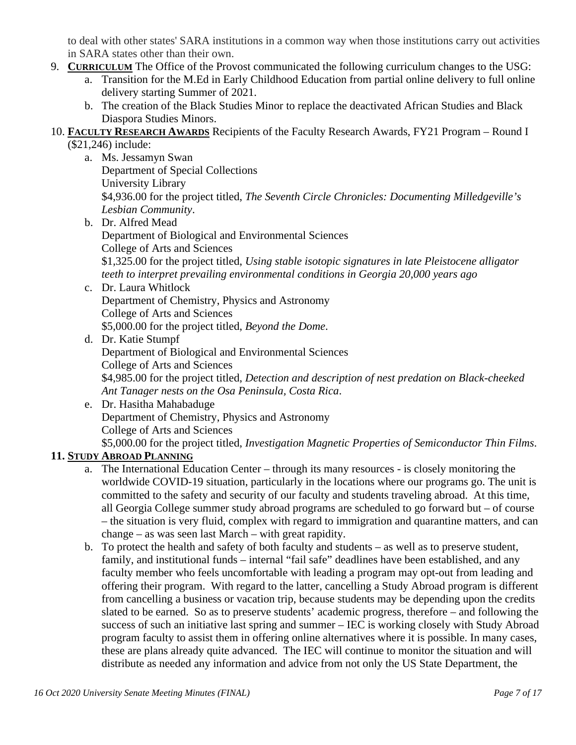to deal with other states' SARA institutions in a common way when those institutions carry out activities in SARA states other than their own.

9. **CURRICULUM** The Office of the Provost communicated the following curriculum changes to the USG:
    a. Transition for the M.Ed in Early Childhood Education from partial online delivery to full online delivery starting Summer of 2021.
    b. The creation of the Black Studies Minor to replace the deactivated African Studies and Black Diaspora Studies Minors.

10. **FACULTY RESEARCH AWARDS** Recipients of the Faculty Research Awards, FY21 Program – Round I ($21,246) include:
    a. Ms. Jessamyn Swan
       Department of Special Collections
       University Library
       $4,936.00 for the project titled, *The Seventh Circle Chronicles: Documenting Milledgeville's Lesbian Community*.
    b. Dr. Alfred Mead
       Department of Biological and Environmental Sciences
       College of Arts and Sciences
       $1,325.00 for the project titled, *Using stable isotopic signatures in late Pleistocene alligator teeth to interpret prevailing environmental conditions in Georgia 20,000 years ago*
    c. Dr. Laura Whitlock
       Department of Chemistry, Physics and Astronomy
       College of Arts and Sciences
       $5,000.00 for the project titled, *Beyond the Dome*.
    d. Dr. Katie Stumpf
       Department of Biological and Environmental Sciences
       College of Arts and Sciences
       $4,985.00 for the project titled, *Detection and description of nest predation on Black-cheeked Ant Tanager nests on the Osa Peninsula, Costa Rica*.
    e. Dr. Hasitha Mahabaduge
       Department of Chemistry, Physics and Astronomy
       College of Arts and Sciences
       $5,000.00 for the project titled, *Investigation Magnetic Properties of Semiconductor Thin Films*.

**11. STUDY ABROAD PLANNING**

a. The International Education Center – through its many resources - is closely monitoring the worldwide COVID-19 situation, particularly in the locations where our programs go. The unit is committed to the safety and security of our faculty and students traveling abroad. At this time, all Georgia College summer study abroad programs are scheduled to go forward but – of course – the situation is very fluid, complex with regard to immigration and quarantine matters, and can change – as was seen last March – with great rapidity.

b. To protect the health and safety of both faculty and students – as well as to preserve student, family, and institutional funds – internal "fail safe" deadlines have been established, and any faculty member who feels uncomfortable with leading a program may opt-out from leading and offering their program. With regard to the latter, cancelling a Study Abroad program is different from cancelling a business or vacation trip, because students may be depending upon the credits slated to be earned. So as to preserve students' academic progress, therefore – and following the success of such an initiative last spring and summer – IEC is working closely with Study Abroad program faculty to assist them in offering online alternatives where it is possible. In many cases, these are plans already quite advanced. The IEC will continue to monitor the situation and will distribute as needed any information and advice from not only the US State Department, the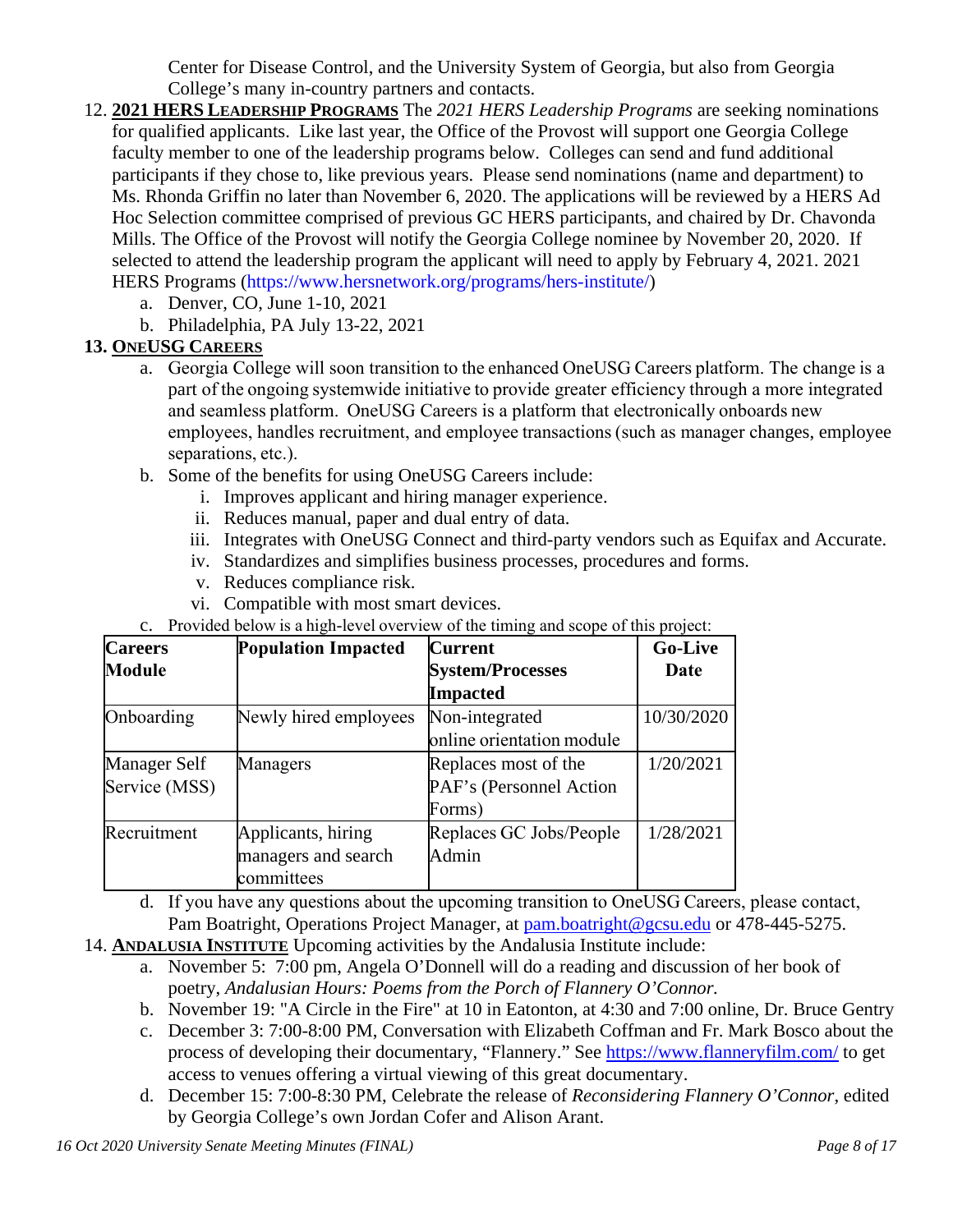Center for Disease Control, and the University System of Georgia, but also from Georgia College's many in-country partners and contacts.

12. **2021 HERS LEADERSHIP PROGRAMS** The *2021 HERS Leadership Programs* are seeking nominations for qualified applicants. Like last year, the Office of the Provost will support one Georgia College faculty member to one of the leadership programs below. Colleges can send and fund additional participants if they chose to, like previous years. Please send nominations (name and department) to Ms. Rhonda Griffin no later than November 6, 2020. The applications will be reviewed by a HERS Ad Hoc Selection committee comprised of previous GC HERS participants, and chaired by Dr. Chavonda Mills. The Office of the Provost will notify the Georgia College nominee by November 20, 2020. If selected to attend the leadership program the applicant will need to apply by February 4, 2021. 2021 HERS Programs (https://www.hersnetwork.org/programs/hers-institute/)
    a. Denver, CO, June 1-10, 2021
    b. Philadelphia, PA July 13-22, 2021

13. **ONEUSG CAREERS**
    a. Georgia College will soon transition to the enhanced OneUSG Careers platform. The change is a part of the ongoing systemwide initiative to provide greater efficiency through a more integrated and seamless platform. OneUSG Careers is a platform that electronically onboards new employees, handles recruitment, and employee transactions (such as manager changes, employee separations, etc.).
    b. Some of the benefits for using OneUSG Careers include:
        i. Improves applicant and hiring manager experience.
        ii. Reduces manual, paper and dual entry of data.
        iii. Integrates with OneUSG Connect and third-party vendors such as Equifax and Accurate.
        iv. Standardizes and simplifies business processes, procedures and forms.
        v. Reduces compliance risk.
        vi. Compatible with most smart devices.
    c. Provided below is a high-level overview of the timing and scope of this project:

| Careers Module | Population Impacted | Current System/Processes Impacted | Go-Live Date |
|---|---|---|---|
| Onboarding | Newly hired employees | Non-integrated online orientation module | 10/30/2020 |
| Manager Self Service (MSS) | Managers | Replaces most of the PAF's (Personnel Action Forms) | 1/20/2021 |
| Recruitment | Applicants, hiring managers and search committees | Replaces GC Jobs/People Admin | 1/28/2021 |

    d. If you have any questions about the upcoming transition to OneUSG Careers, please contact, Pam Boatright, Operations Project Manager, at pam.boatright@gcsu.edu or 478-445-5275.

14. **ANDALUSIA INSTITUTE** Upcoming activities by the Andalusia Institute include:
    a. November 5: 7:00 pm, Angela O'Donnell will do a reading and discussion of her book of poetry, *Andalusian Hours: Poems from the Porch of Flannery O'Connor.*
    b. November 19: "A Circle in the Fire" at 10 in Eatonton, at 4:30 and 7:00 online, Dr. Bruce Gentry
    c. December 3: 7:00-8:00 PM, Conversation with Elizabeth Coffman and Fr. Mark Bosco about the process of developing their documentary, "Flannery." See https://www.flanneryfilm.com/ to get access to venues offering a virtual viewing of this great documentary.
    d. December 15: 7:00-8:30 PM, Celebrate the release of *Reconsidering Flannery O'Connor*, edited by Georgia College's own Jordan Cofer and Alison Arant.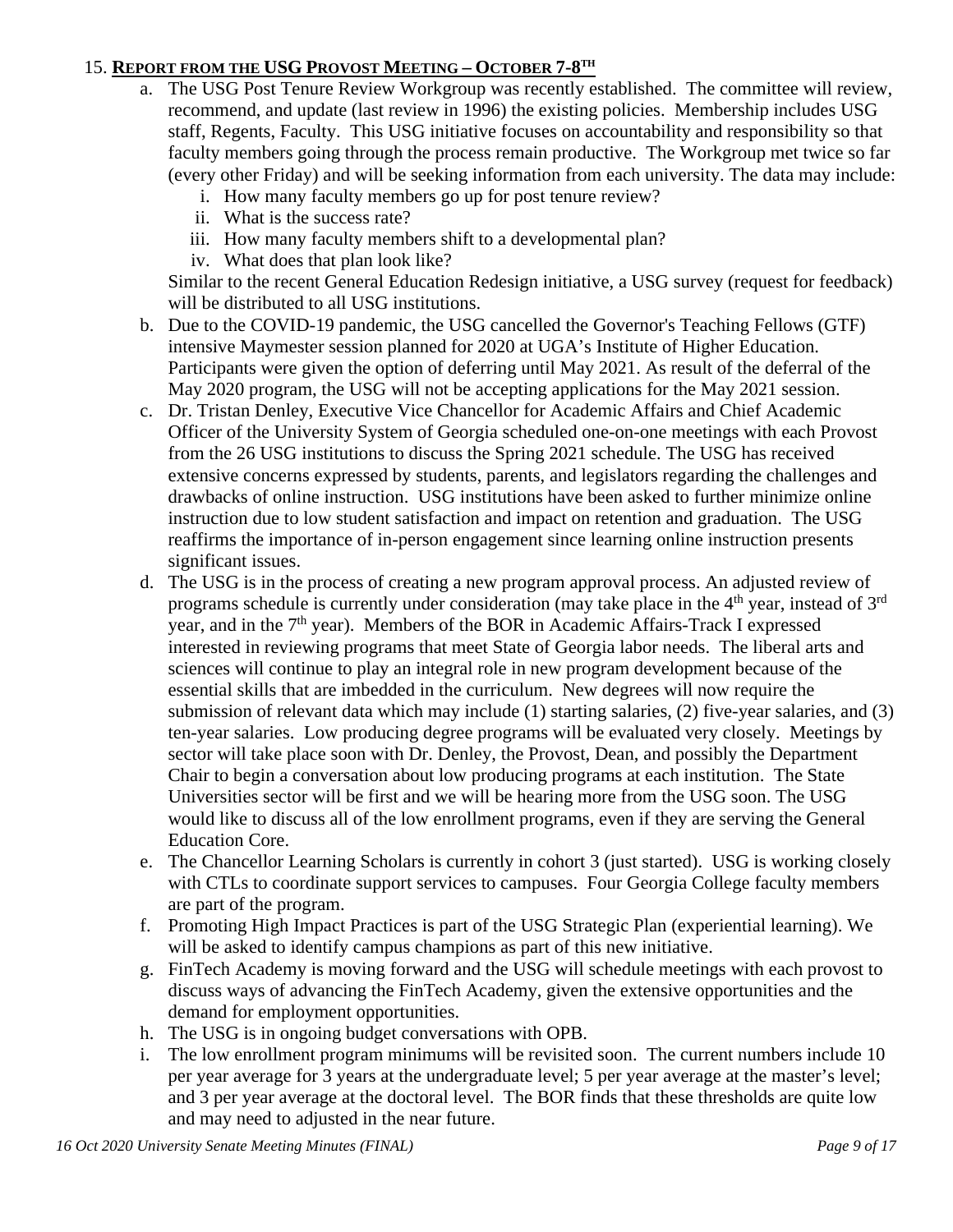15. **REPORT FROM THE USG PROVOST MEETING – OCTOBER 7-8TH**

   a. The USG Post Tenure Review Workgroup was recently established. The committee will review, recommend, and update (last review in 1996) the existing policies. Membership includes USG staff, Regents, Faculty. This USG initiative focuses on accountability and responsibility so that faculty members going through the process remain productive. The Workgroup met twice so far (every other Friday) and will be seeking information from each university. The data may include:
      i. How many faculty members go up for post tenure review?
      ii. What is the success rate?
      iii. How many faculty members shift to a developmental plan?
      iv. What does that plan look like?

      Similar to the recent General Education Redesign initiative, a USG survey (request for feedback) will be distributed to all USG institutions.

   b. Due to the COVID-19 pandemic, the USG cancelled the Governor's Teaching Fellows (GTF) intensive Maymester session planned for 2020 at UGA's Institute of Higher Education. Participants were given the option of deferring until May 2021. As result of the deferral of the May 2020 program, the USG will not be accepting applications for the May 2021 session.

   c. Dr. Tristan Denley, Executive Vice Chancellor for Academic Affairs and Chief Academic Officer of the University System of Georgia scheduled one-on-one meetings with each Provost from the 26 USG institutions to discuss the Spring 2021 schedule. The USG has received extensive concerns expressed by students, parents, and legislators regarding the challenges and drawbacks of online instruction. USG institutions have been asked to further minimize online instruction due to low student satisfaction and impact on retention and graduation. The USG reaffirms the importance of in-person engagement since learning online instruction presents significant issues.

   d. The USG is in the process of creating a new program approval process. An adjusted review of programs schedule is currently under consideration (may take place in the 4th year, instead of 3rd year, and in the 7th year). Members of the BOR in Academic Affairs-Track I expressed interested in reviewing programs that meet State of Georgia labor needs. The liberal arts and sciences will continue to play an integral role in new program development because of the essential skills that are imbedded in the curriculum. New degrees will now require the submission of relevant data which may include (1) starting salaries, (2) five-year salaries, and (3) ten-year salaries. Low producing degree programs will be evaluated very closely. Meetings by sector will take place soon with Dr. Denley, the Provost, Dean, and possibly the Department Chair to begin a conversation about low producing programs at each institution. The State Universities sector will be first and we will be hearing more from the USG soon. The USG would like to discuss all of the low enrollment programs, even if they are serving the General Education Core.

   e. The Chancellor Learning Scholars is currently in cohort 3 (just started). USG is working closely with CTLs to coordinate support services to campuses. Four Georgia College faculty members are part of the program.

   f. Promoting High Impact Practices is part of the USG Strategic Plan (experiential learning). We will be asked to identify campus champions as part of this new initiative.

   g. FinTech Academy is moving forward and the USG will schedule meetings with each provost to discuss ways of advancing the FinTech Academy, given the extensive opportunities and the demand for employment opportunities.

   h. The USG is in ongoing budget conversations with OPB.

   i. The low enrollment program minimums will be revisited soon. The current numbers include 10 per year average for 3 years at the undergraduate level; 5 per year average at the master's level; and 3 per year average at the doctoral level. The BOR finds that these thresholds are quite low and may need to adjusted in the near future.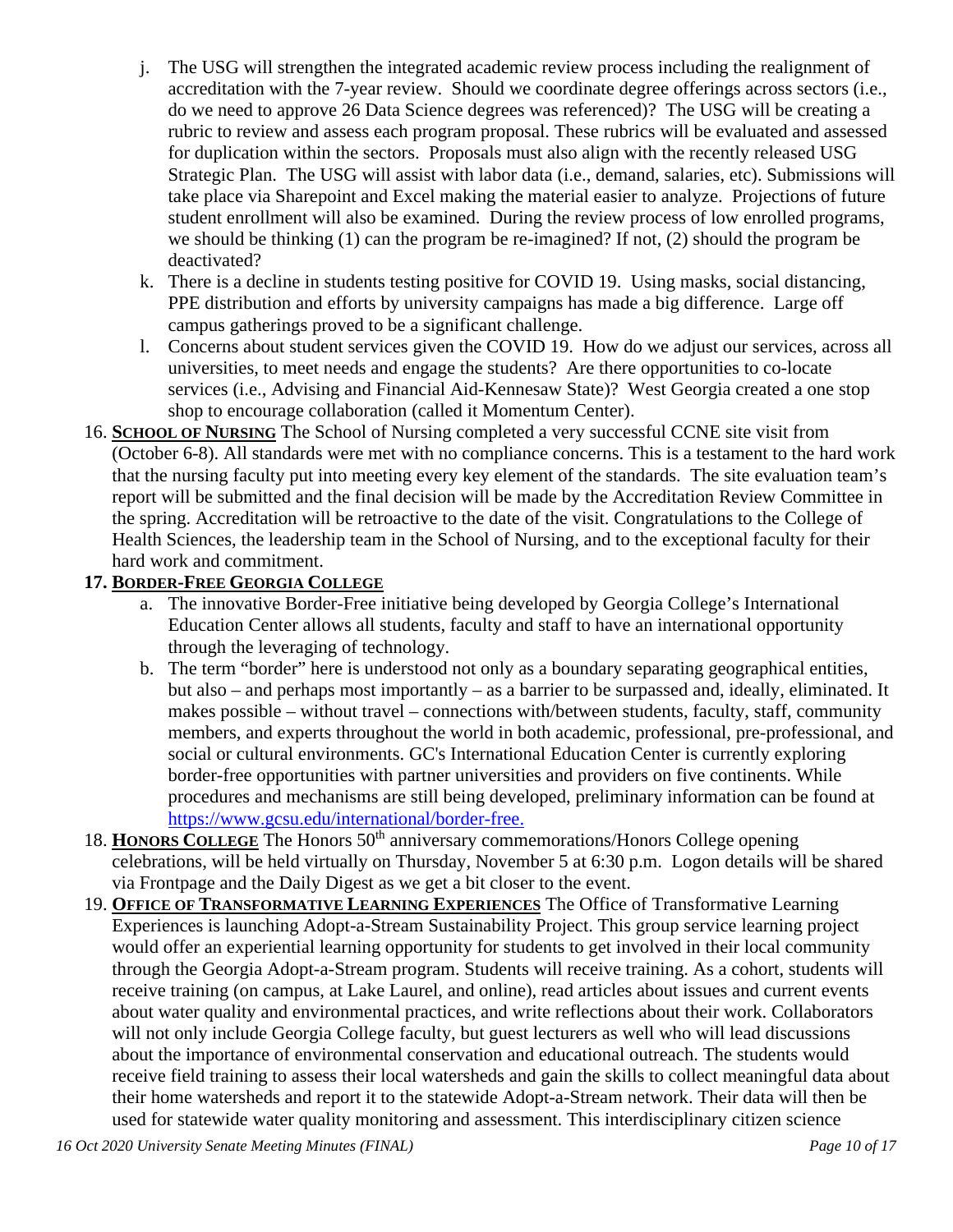j. The USG will strengthen the integrated academic review process including the realignment of accreditation with the 7-year review. Should we coordinate degree offerings across sectors (i.e., do we need to approve 26 Data Science degrees was referenced)? The USG will be creating a rubric to review and assess each program proposal. These rubrics will be evaluated and assessed for duplication within the sectors. Proposals must also align with the recently released USG Strategic Plan. The USG will assist with labor data (i.e., demand, salaries, etc). Submissions will take place via Sharepoint and Excel making the material easier to analyze. Projections of future student enrollment will also be examined. During the review process of low enrolled programs, we should be thinking (1) can the program be re-imagined? If not, (2) should the program be deactivated?
   k. There is a decline in students testing positive for COVID 19. Using masks, social distancing, PPE distribution and efforts by university campaigns has made a big difference. Large off campus gatherings proved to be a significant challenge.
   l. Concerns about student services given the COVID 19. How do we adjust our services, across all universities, to meet needs and engage the students? Are there opportunities to co-locate services (i.e., Advising and Financial Aid-Kennesaw State)? West Georgia created a one stop shop to encourage collaboration (called it Momentum Center).

16. **SCHOOL OF NURSING** The School of Nursing completed a very successful CCNE site visit from (October 6-8). All standards were met with no compliance concerns. This is a testament to the hard work that the nursing faculty put into meeting every key element of the standards. The site evaluation team's report will be submitted and the final decision will be made by the Accreditation Review Committee in the spring. Accreditation will be retroactive to the date of the visit. Congratulations to the College of Health Sciences, the leadership team in the School of Nursing, and to the exceptional faculty for their hard work and commitment.

17. **BORDER-FREE GEORGIA COLLEGE**
   a. The innovative Border-Free initiative being developed by Georgia College's International Education Center allows all students, faculty and staff to have an international opportunity through the leveraging of technology.
   b. The term "border" here is understood not only as a boundary separating geographical entities, but also – and perhaps most importantly – as a barrier to be surpassed and, ideally, eliminated. It makes possible – without travel – connections with/between students, faculty, staff, community members, and experts throughout the world in both academic, professional, pre-professional, and social or cultural environments. GC's International Education Center is currently exploring border-free opportunities with partner universities and providers on five continents. While procedures and mechanisms are still being developed, preliminary information can be found at https://www.gcsu.edu/international/border-free.

18. **HONORS COLLEGE** The Honors 50th anniversary commemorations/Honors College opening celebrations, will be held virtually on Thursday, November 5 at 6:30 p.m. Logon details will be shared via Frontpage and the Daily Digest as we get a bit closer to the event.

19. **OFFICE OF TRANSFORMATIVE LEARNING EXPERIENCES** The Office of Transformative Learning Experiences is launching Adopt-a-Stream Sustainability Project. This group service learning project would offer an experiential learning opportunity for students to get involved in their local community through the Georgia Adopt-a-Stream program. Students will receive training. As a cohort, students will receive training (on campus, at Lake Laurel, and online), read articles about issues and current events about water quality and environmental practices, and write reflections about their work. Collaborators will not only include Georgia College faculty, but guest lecturers as well who will lead discussions about the importance of environmental conservation and educational outreach. The students would receive field training to assess their local watersheds and gain the skills to collect meaningful data about their home watersheds and report it to the statewide Adopt-a-Stream network. Their data will then be used for statewide water quality monitoring and assessment. This interdisciplinary citizen science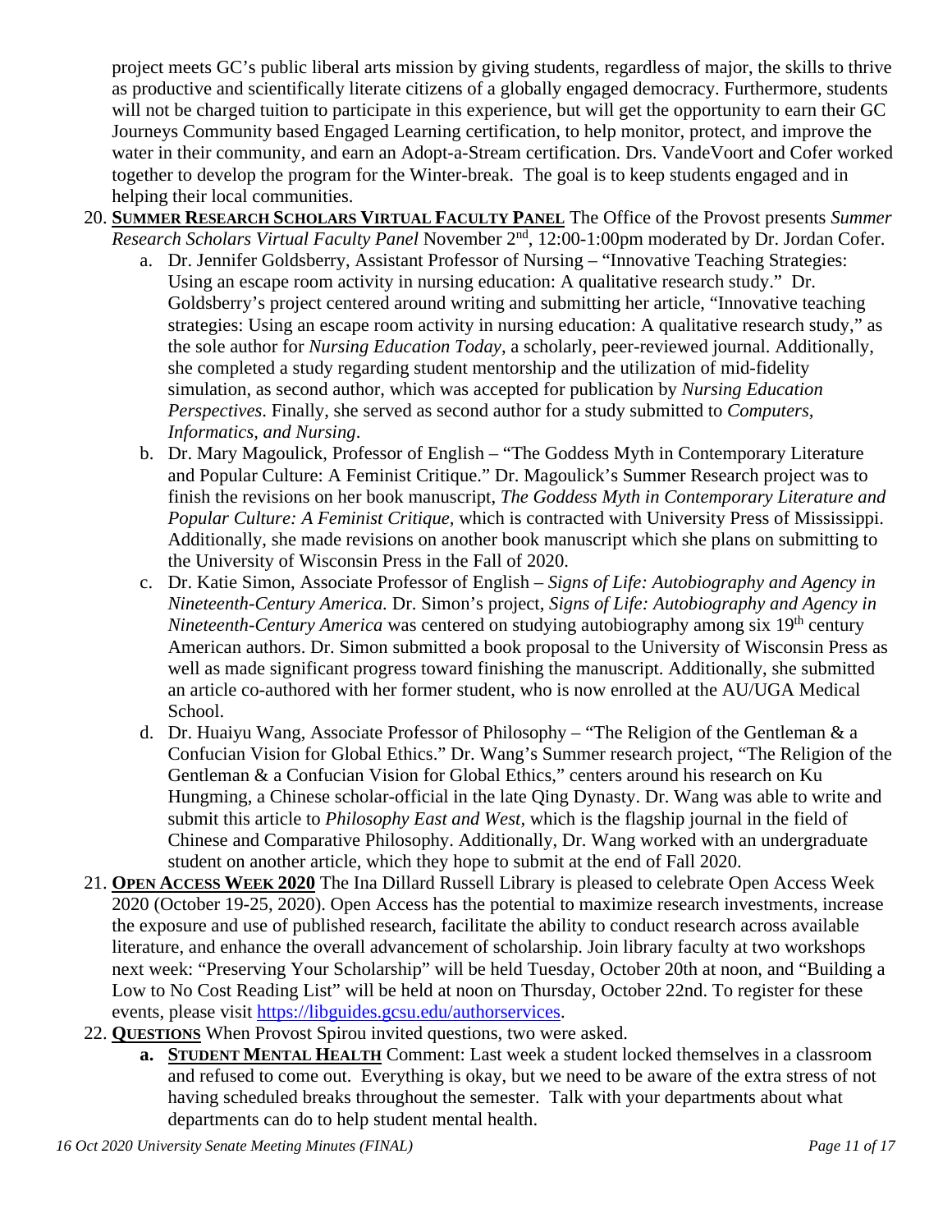project meets GC's public liberal arts mission by giving students, regardless of major, the skills to thrive as productive and scientifically literate citizens of a globally engaged democracy. Furthermore, students will not be charged tuition to participate in this experience, but will get the opportunity to earn their GC Journeys Community based Engaged Learning certification, to help monitor, protect, and improve the water in their community, and earn an Adopt-a-Stream certification. Drs. VandeVoort and Cofer worked together to develop the program for the Winter-break. The goal is to keep students engaged and in helping their local communities.

20. **<u>SUMMER RESEARCH SCHOLARS VIRTUAL FACULTY PANEL</u>** The Office of the Provost presents *Summer Research Scholars Virtual Faculty Panel* November 2nd, 12:00-1:00pm moderated by Dr. Jordan Cofer.
    a. Dr. Jennifer Goldsberry, Assistant Professor of Nursing – "Innovative Teaching Strategies: Using an escape room activity in nursing education: A qualitative research study." Dr. Goldsberry's project centered around writing and submitting her article, "Innovative teaching strategies: Using an escape room activity in nursing education: A qualitative research study," as the sole author for *Nursing Education Today*, a scholarly, peer-reviewed journal. Additionally, she completed a study regarding student mentorship and the utilization of mid-fidelity simulation, as second author, which was accepted for publication by *Nursing Education Perspectives*. Finally, she served as second author for a study submitted to *Computers, Informatics, and Nursing*.
    b. Dr. Mary Magoulick, Professor of English – "The Goddess Myth in Contemporary Literature and Popular Culture: A Feminist Critique." Dr. Magoulick's Summer Research project was to finish the revisions on her book manuscript, *The Goddess Myth in Contemporary Literature and Popular Culture: A Feminist Critique,* which is contracted with University Press of Mississippi. Additionally, she made revisions on another book manuscript which she plans on submitting to the University of Wisconsin Press in the Fall of 2020.
    c. Dr. Katie Simon, Associate Professor of English – *Signs of Life: Autobiography and Agency in Nineteenth-Century America.* Dr. Simon's project, *Signs of Life: Autobiography and Agency in Nineteenth-Century America* was centered on studying autobiography among six 19th century American authors. Dr. Simon submitted a book proposal to the University of Wisconsin Press as well as made significant progress toward finishing the manuscript. Additionally, she submitted an article co-authored with her former student, who is now enrolled at the AU/UGA Medical School.
    d. Dr. Huaiyu Wang, Associate Professor of Philosophy – "The Religion of the Gentleman & a Confucian Vision for Global Ethics." Dr. Wang's Summer research project, "The Religion of the Gentleman & a Confucian Vision for Global Ethics," centers around his research on Ku Hungming, a Chinese scholar-official in the late Qing Dynasty. Dr. Wang was able to write and submit this article to *Philosophy East and West*, which is the flagship journal in the field of Chinese and Comparative Philosophy. Additionally, Dr. Wang worked with an undergraduate student on another article, which they hope to submit at the end of Fall 2020.
21. **<u>OPEN ACCESS WEEK 2020</u>** The Ina Dillard Russell Library is pleased to celebrate Open Access Week 2020 (October 19-25, 2020). Open Access has the potential to maximize research investments, increase the exposure and use of published research, facilitate the ability to conduct research across available literature, and enhance the overall advancement of scholarship. Join library faculty at two workshops next week: "Preserving Your Scholarship" will be held Tuesday, October 20th at noon, and "Building a Low to No Cost Reading List" will be held at noon on Thursday, October 22nd. To register for these events, please visit [https://libguides.gcsu.edu/authorservices](https://libguides.gcsu.edu/authorservices).
22. **<u>QUESTIONS</u>** When Provost Spirou invited questions, two were asked.
    **a. <u>STUDENT MENTAL HEALTH</u>** Comment: Last week a student locked themselves in a classroom and refused to come out. Everything is okay, but we need to be aware of the extra stress of not having scheduled breaks throughout the semester. Talk with your departments about what departments can do to help student mental health.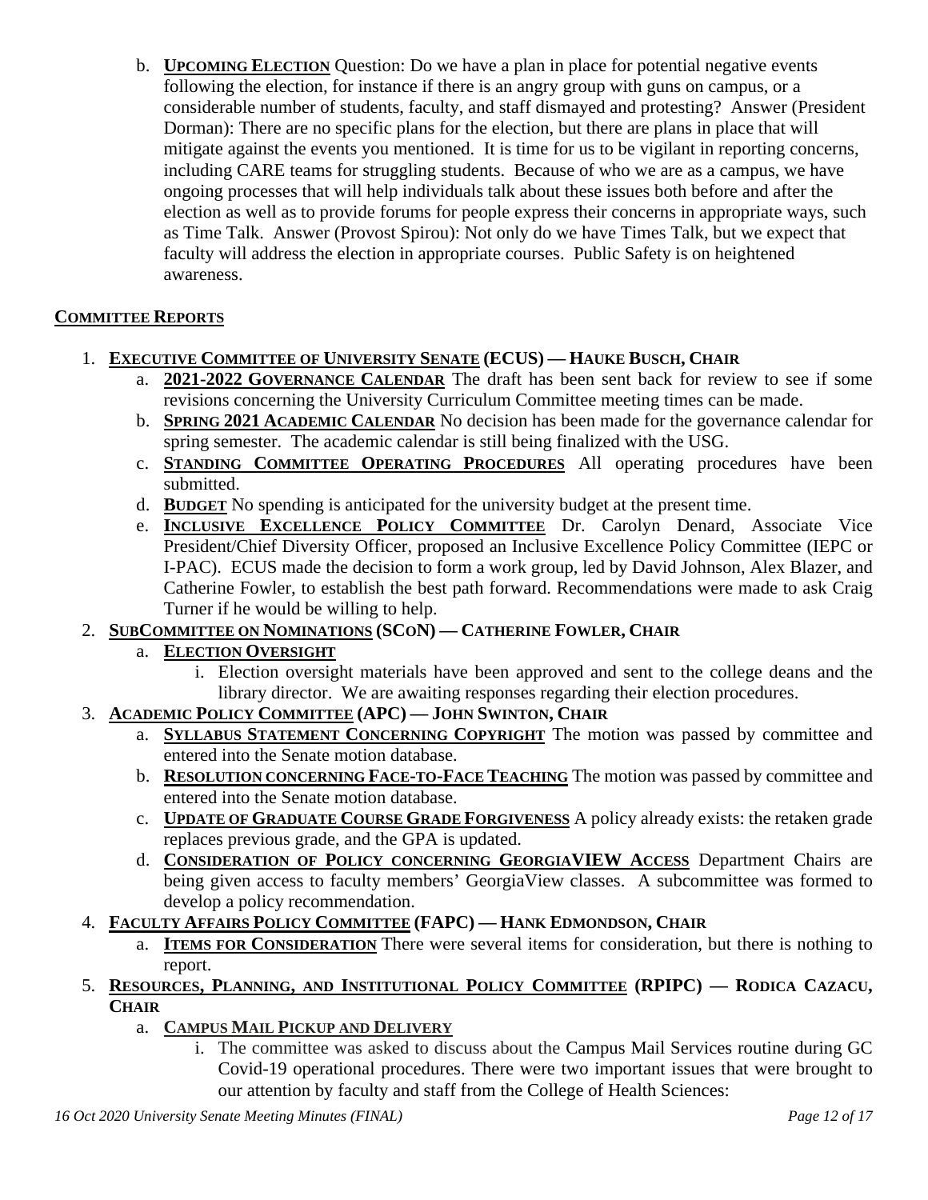b. **UPCOMING ELECTION** Question: Do we have a plan in place for potential negative events following the election, for instance if there is an angry group with guns on campus, or a considerable number of students, faculty, and staff dismayed and protesting? Answer (President Dorman): There are no specific plans for the election, but there are plans in place that will mitigate against the events you mentioned. It is time for us to be vigilant in reporting concerns, including CARE teams for struggling students. Because of who we are as a campus, we have ongoing processes that will help individuals talk about these issues both before and after the election as well as to provide forums for people express their concerns in appropriate ways, such as Time Talk. Answer (Provost Spirou): Not only do we have Times Talk, but we expect that faculty will address the election in appropriate courses. Public Safety is on heightened awareness.

## COMMITTEE REPORTS

1. **EXECUTIVE COMMITTEE OF UNIVERSITY SENATE (ECUS) — HAUKE BUSCH, CHAIR**
   a. **2021-2022 GOVERNANCE CALENDAR** The draft has been sent back for review to see if some revisions concerning the University Curriculum Committee meeting times can be made.
   b. **SPRING 2021 ACADEMIC CALENDAR** No decision has been made for the governance calendar for spring semester. The academic calendar is still being finalized with the USG.
   c. **STANDING COMMITTEE OPERATING PROCEDURES** All operating procedures have been submitted.
   d. **BUDGET** No spending is anticipated for the university budget at the present time.
   e. **INCLUSIVE EXCELLENCE POLICY COMMITTEE** Dr. Carolyn Denard, Associate Vice President/Chief Diversity Officer, proposed an Inclusive Excellence Policy Committee (IEPC or I-PAC). ECUS made the decision to form a work group, led by David Johnson, Alex Blazer, and Catherine Fowler, to establish the best path forward. Recommendations were made to ask Craig Turner if he would be willing to help.
2. **SUBCOMMITTEE ON NOMINATIONS (SCoN) — CATHERINE FOWLER, CHAIR**
   a. **ELECTION OVERSIGHT**
      i. Election oversight materials have been approved and sent to the college deans and the library director. We are awaiting responses regarding their election procedures.
3. **ACADEMIC POLICY COMMITTEE (APC) — JOHN SWINTON, CHAIR**
   a. **SYLLABUS STATEMENT CONCERNING COPYRIGHT** The motion was passed by committee and entered into the Senate motion database.
   b. **RESOLUTION CONCERNING FACE-TO-FACE TEACHING** The motion was passed by committee and entered into the Senate motion database.
   c. **UPDATE OF GRADUATE COURSE GRADE FORGIVENESS** A policy already exists: the retaken grade replaces previous grade, and the GPA is updated.
   d. **CONSIDERATION OF POLICY CONCERNING GEORGIAVIEW ACCESS** Department Chairs are being given access to faculty members' GeorgiaView classes. A subcommittee was formed to develop a policy recommendation.
4. **FACULTY AFFAIRS POLICY COMMITTEE (FAPC) — HANK EDMONDSON, CHAIR**
   a. **ITEMS FOR CONSIDERATION** There were several items for consideration, but there is nothing to report.
5. **RESOURCES, PLANNING, AND INSTITUTIONAL POLICY COMMITTEE (RPIPC) — RODICA CAZACU, CHAIR**
   a. **CAMPUS MAIL PICKUP AND DELIVERY**
      i. The committee was asked to discuss about the Campus Mail Services routine during GC Covid-19 operational procedures. There were two important issues that were brought to our attention by faculty and staff from the College of Health Sciences: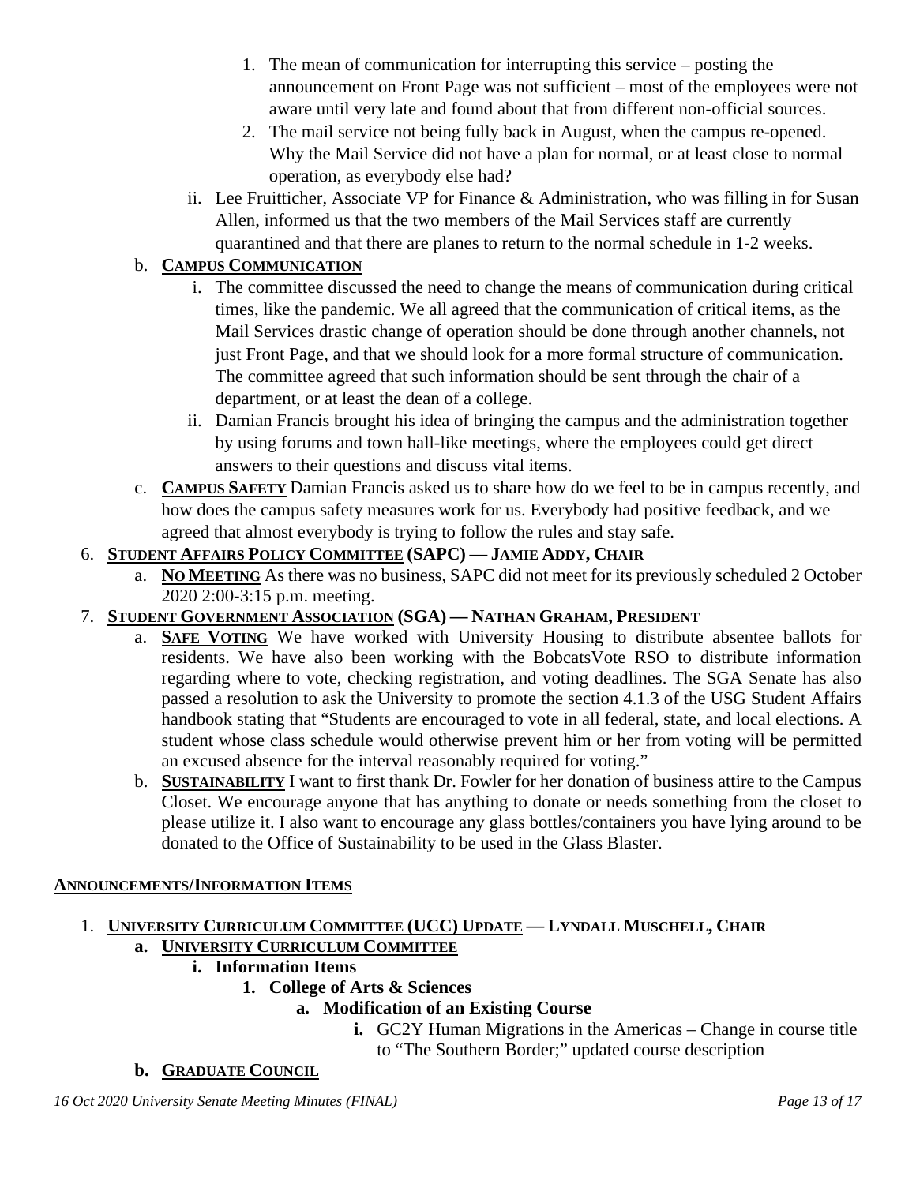1. The mean of communication for interrupting this service – posting the announcement on Front Page was not sufficient – most of the employees were not aware until very late and found about that from different non-official sources.
2. The mail service not being fully back in August, when the campus re-opened. Why the Mail Service did not have a plan for normal, or at least close to normal operation, as everybody else had?

ii. Lee Fruitticher, Associate VP for Finance & Administration, who was filling in for Susan Allen, informed us that the two members of the Mail Services staff are currently quarantined and that there are planes to return to the normal schedule in 1-2 weeks.

b. **CAMPUS COMMUNICATION**

i. The committee discussed the need to change the means of communication during critical times, like the pandemic. We all agreed that the communication of critical items, as the Mail Services drastic change of operation should be done through another channels, not just Front Page, and that we should look for a more formal structure of communication. The committee agreed that such information should be sent through the chair of a department, or at least the dean of a college.

ii. Damian Francis brought his idea of bringing the campus and the administration together by using forums and town hall-like meetings, where the employees could get direct answers to their questions and discuss vital items.

c. **CAMPUS SAFETY** Damian Francis asked us to share how do we feel to be in campus recently, and how does the campus safety measures work for us. Everybody had positive feedback, and we agreed that almost everybody is trying to follow the rules and stay safe.

6. **STUDENT AFFAIRS POLICY COMMITTEE (SAPC) — JAMIE ADDY, CHAIR**

a. **NO MEETING** As there was no business, SAPC did not meet for its previously scheduled 2 October 2020 2:00-3:15 p.m. meeting.

7. **STUDENT GOVERNMENT ASSOCIATION (SGA) — NATHAN GRAHAM, PRESIDENT**

a. **SAFE VOTING** We have worked with University Housing to distribute absentee ballots for residents. We have also been working with the BobcatsVote RSO to distribute information regarding where to vote, checking registration, and voting deadlines. The SGA Senate has also passed a resolution to ask the University to promote the section 4.1.3 of the USG Student Affairs handbook stating that "Students are encouraged to vote in all federal, state, and local elections. A student whose class schedule would otherwise prevent him or her from voting will be permitted an excused absence for the interval reasonably required for voting."

b. **SUSTAINABILITY** I want to first thank Dr. Fowler for her donation of business attire to the Campus Closet. We encourage anyone that has anything to donate or needs something from the closet to please utilize it. I also want to encourage any glass bottles/containers you have lying around to be donated to the Office of Sustainability to be used in the Glass Blaster.

## ANNOUNCEMENTS/INFORMATION ITEMS

1. **UNIVERSITY CURRICULUM COMMITTEE (UCC) UPDATE — LYNDALL MUSCHELL, CHAIR**

**a. UNIVERSITY CURRICULUM COMMITTEE**

**i. Information Items**

**1. College of Arts & Sciences**

**a. Modification of an Existing Course**

**i.** GC2Y Human Migrations in the Americas – Change in course title to "The Southern Border;" updated course description

**b. GRADUATE COUNCIL**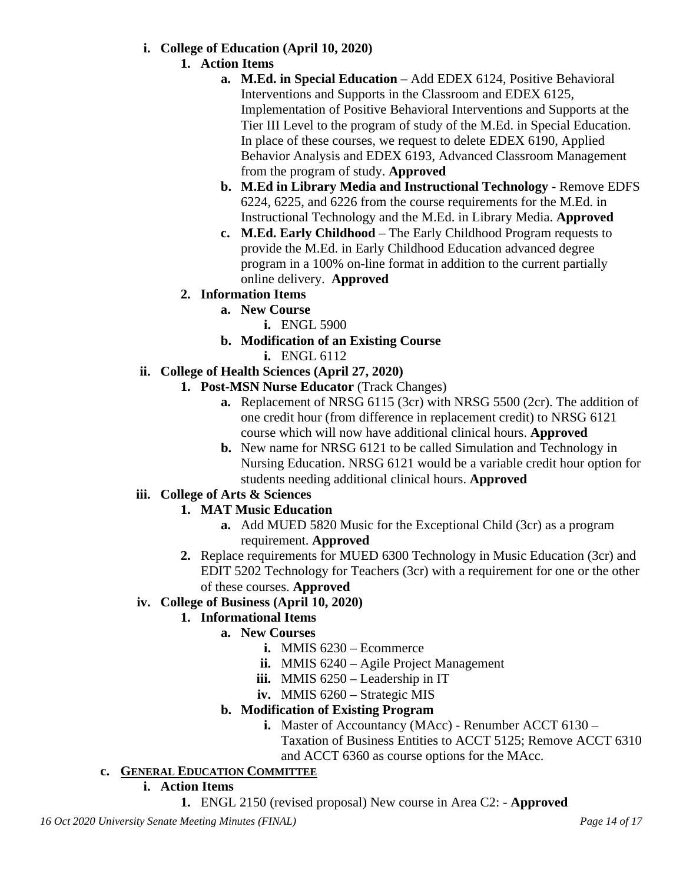- **i. College of Education (April 10, 2020)**
  - **1. Action Items**
    - **a. M.Ed. in Special Education** – Add EDEX 6124, Positive Behavioral Interventions and Supports in the Classroom and EDEX 6125, Implementation of Positive Behavioral Interventions and Supports at the Tier III Level to the program of study of the M.Ed. in Special Education. In place of these courses, we request to delete EDEX 6190, Applied Behavior Analysis and EDEX 6193, Advanced Classroom Management from the program of study. **Approved**
    - **b. M.Ed in Library Media and Instructional Technology** - Remove EDFS 6224, 6225, and 6226 from the course requirements for the M.Ed. in Instructional Technology and the M.Ed. in Library Media. **Approved**
    - **c. M.Ed. Early Childhood** – The Early Childhood Program requests to provide the M.Ed. in Early Childhood Education advanced degree program in a 100% on-line format in addition to the current partially online delivery. **Approved**
  - **2. Information Items**
    - **a. New Course**
      - **i.** ENGL 5900
    - **b. Modification of an Existing Course**
      - **i.** ENGL 6112
- **ii. College of Health Sciences (April 27, 2020)**
  - **1. Post-MSN Nurse Educator** (Track Changes)
    - **a.** Replacement of NRSG 6115 (3cr) with NRSG 5500 (2cr). The addition of one credit hour (from difference in replacement credit) to NRSG 6121 course which will now have additional clinical hours. **Approved**
    - **b.** New name for NRSG 6121 to be called Simulation and Technology in Nursing Education. NRSG 6121 would be a variable credit hour option for students needing additional clinical hours. **Approved**
- **iii. College of Arts & Sciences**
  - **1. MAT Music Education**
    - **a.** Add MUED 5820 Music for the Exceptional Child (3cr) as a program requirement. **Approved**
  - **2.** Replace requirements for MUED 6300 Technology in Music Education (3cr) and EDIT 5202 Technology for Teachers (3cr) with a requirement for one or the other of these courses. **Approved**
- **iv. College of Business (April 10, 2020)**
  - **1. Informational Items**
    - **a. New Courses**
      - **i.** MMIS 6230 – Ecommerce
      - **ii.** MMIS 6240 – Agile Project Management
      - **iii.** MMIS 6250 – Leadership in IT
      - **iv.** MMIS 6260 – Strategic MIS
    - **b. Modification of Existing Program**
      - **i.** Master of Accountancy (MAcc) - Renumber ACCT 6130 – Taxation of Business Entities to ACCT 5125; Remove ACCT 6310 and ACCT 6360 as course options for the MAcc.

**c. GENERAL EDUCATION COMMITTEE**

- **i. Action Items**
  - **1.** ENGL 2150 (revised proposal) New course in Area C2: - **Approved**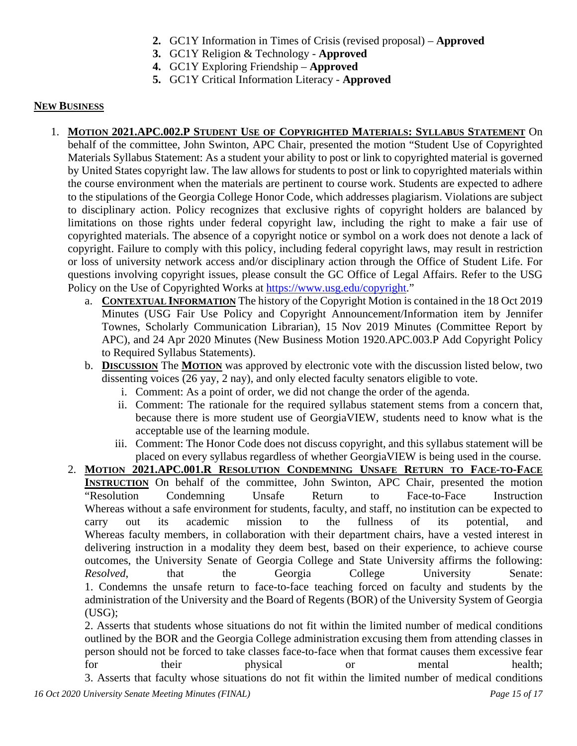2. GC1Y Information in Times of Crisis (revised proposal) – **Approved**
3. GC1Y Religion & Technology - **Approved**
4. GC1Y Exploring Friendship – **Approved**
5. GC1Y Critical Information Literacy - **Approved**

## NEW BUSINESS

1. **MOTION 2021.APC.002.P STUDENT USE OF COPYRIGHTED MATERIALS: SYLLABUS STATEMENT** On behalf of the committee, John Swinton, APC Chair, presented the motion "Student Use of Copyrighted Materials Syllabus Statement: As a student your ability to post or link to copyrighted material is governed by United States copyright law. The law allows for students to post or link to copyrighted materials within the course environment when the materials are pertinent to course work. Students are expected to adhere to the stipulations of the Georgia College Honor Code, which addresses plagiarism. Violations are subject to disciplinary action. Policy recognizes that exclusive rights of copyright holders are balanced by limitations on those rights under federal copyright law, including the right to make a fair use of copyrighted materials. The absence of a copyright notice or symbol on a work does not denote a lack of copyright. Failure to comply with this policy, including federal copyright laws, may result in restriction or loss of university network access and/or disciplinary action through the Office of Student Life. For questions involving copyright issues, please consult the GC Office of Legal Affairs. Refer to the USG Policy on the Use of Copyrighted Works at https://www.usg.edu/copyright."
   a. **CONTEXTUAL INFORMATION** The history of the Copyright Motion is contained in the 18 Oct 2019 Minutes (USG Fair Use Policy and Copyright Announcement/Information item by Jennifer Townes, Scholarly Communication Librarian), 15 Nov 2019 Minutes (Committee Report by APC), and 24 Apr 2020 Minutes (New Business Motion 1920.APC.003.P Add Copyright Policy to Required Syllabus Statements).
   b. **DISCUSSION** The **MOTION** was approved by electronic vote with the discussion listed below, two dissenting voices (26 yay, 2 nay), and only elected faculty senators eligible to vote.
      i. Comment: As a point of order, we did not change the order of the agenda.
      ii. Comment: The rationale for the required syllabus statement stems from a concern that, because there is more student use of GeorgiaVIEW, students need to know what is the acceptable use of the learning module.
      iii. Comment: The Honor Code does not discuss copyright, and this syllabus statement will be placed on every syllabus regardless of whether GeorgiaVIEW is being used in the course.
2. **MOTION 2021.APC.001.R RESOLUTION CONDEMNING UNSAFE RETURN TO FACE-TO-FACE INSTRUCTION** On behalf of the committee, John Swinton, APC Chair, presented the motion "Resolution Condemning Unsafe Return to Face-to-Face Instruction Whereas without a safe environment for students, faculty, and staff, no institution can be expected to carry out its academic mission to the fullness of its potential, and Whereas faculty members, in collaboration with their department chairs, have a vested interest in delivering instruction in a modality they deem best, based on their experience, to achieve course outcomes, the University Senate of Georgia College and State University affirms the following: *Resolved*, that the Georgia College University Senate:
   1. Condemns the unsafe return to face-to-face teaching forced on faculty and students by the administration of the University and the Board of Regents (BOR) of the University System of Georgia (USG);
   2. Asserts that students whose situations do not fit within the limited number of medical conditions outlined by the BOR and the Georgia College administration excusing them from attending classes in person should not be forced to take classes face-to-face when that format causes them excessive fear for their physical or mental health;
   3. Asserts that faculty whose situations do not fit within the limited number of medical conditions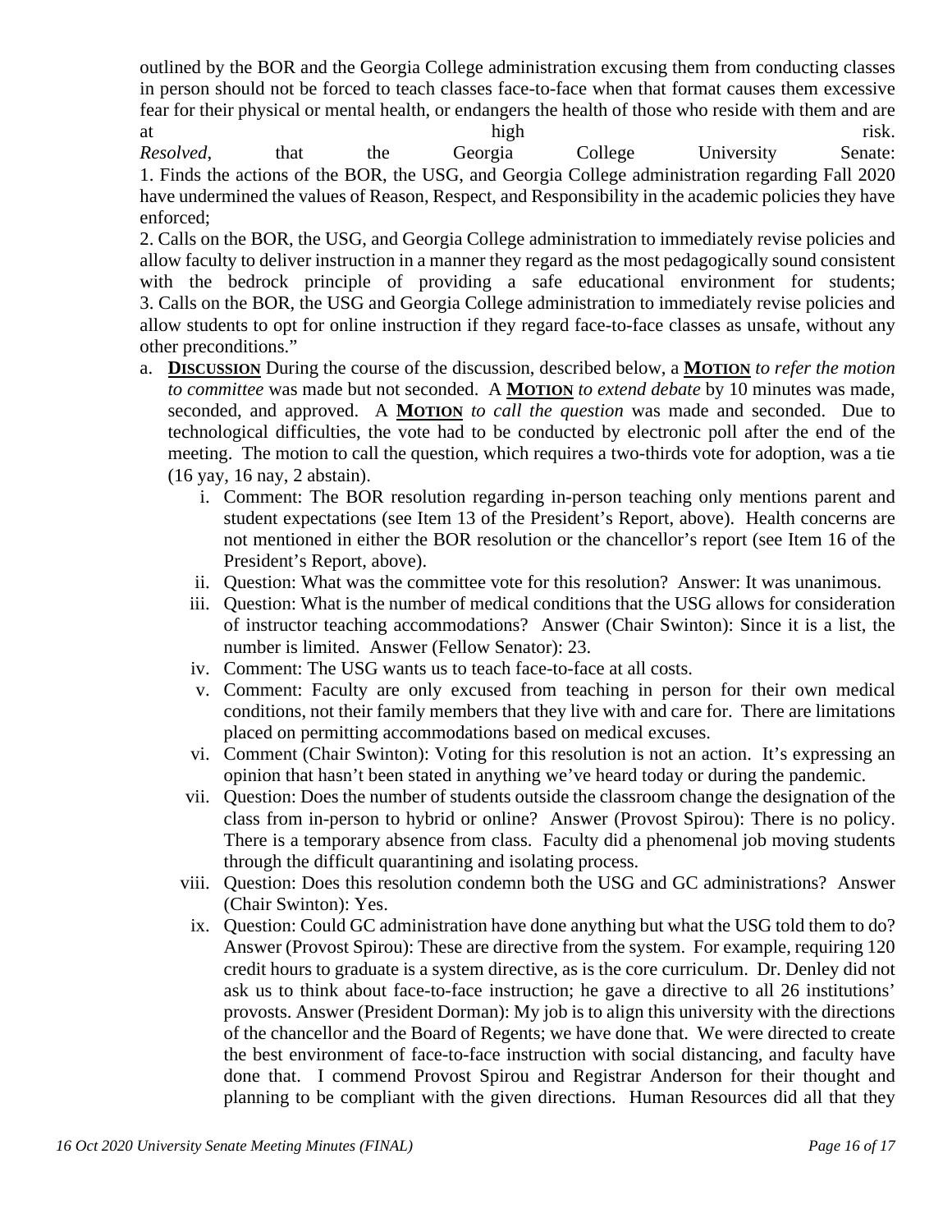outlined by the BOR and the Georgia College administration excusing them from conducting classes in person should not be forced to teach classes face-to-face when that format causes them excessive fear for their physical or mental health, or endangers the health of those who reside with them and are at high risk.

*Resolved*, that the Georgia College University Senate:

1. Finds the actions of the BOR, the USG, and Georgia College administration regarding Fall 2020 have undermined the values of Reason, Respect, and Responsibility in the academic policies they have enforced;
2. Calls on the BOR, the USG, and Georgia College administration to immediately revise policies and allow faculty to deliver instruction in a manner they regard as the most pedagogically sound consistent with the bedrock principle of providing a safe educational environment for students;
3. Calls on the BOR, the USG and Georgia College administration to immediately revise policies and allow students to opt for online instruction if they regard face-to-face classes as unsafe, without any other preconditions."

a. **DISCUSSION** During the course of the discussion, described below, a **MOTION** *to refer the motion to committee* was made but not seconded. A **MOTION** *to extend debate* by 10 minutes was made, seconded, and approved. A **MOTION** *to call the question* was made and seconded. Due to technological difficulties, the vote had to be conducted by electronic poll after the end of the meeting. The motion to call the question, which requires a two-thirds vote for adoption, was a tie (16 yay, 16 nay, 2 abstain).

   i. Comment: The BOR resolution regarding in-person teaching only mentions parent and student expectations (see Item 13 of the President's Report, above). Health concerns are not mentioned in either the BOR resolution or the chancellor's report (see Item 16 of the President's Report, above).

   ii. Question: What was the committee vote for this resolution? Answer: It was unanimous.

   iii. Question: What is the number of medical conditions that the USG allows for consideration of instructor teaching accommodations? Answer (Chair Swinton): Since it is a list, the number is limited. Answer (Fellow Senator): 23.

   iv. Comment: The USG wants us to teach face-to-face at all costs.

   v. Comment: Faculty are only excused from teaching in person for their own medical conditions, not their family members that they live with and care for. There are limitations placed on permitting accommodations based on medical excuses.

   vi. Comment (Chair Swinton): Voting for this resolution is not an action. It's expressing an opinion that hasn't been stated in anything we've heard today or during the pandemic.

   vii. Question: Does the number of students outside the classroom change the designation of the class from in-person to hybrid or online? Answer (Provost Spirou): There is no policy. There is a temporary absence from class. Faculty did a phenomenal job moving students through the difficult quarantining and isolating process.

   viii. Question: Does this resolution condemn both the USG and GC administrations? Answer (Chair Swinton): Yes.

   ix. Question: Could GC administration have done anything but what the USG told them to do? Answer (Provost Spirou): These are directive from the system. For example, requiring 120 credit hours to graduate is a system directive, as is the core curriculum. Dr. Denley did not ask us to think about face-to-face instruction; he gave a directive to all 26 institutions' provosts. Answer (President Dorman): My job is to align this university with the directions of the chancellor and the Board of Regents; we have done that. We were directed to create the best environment of face-to-face instruction with social distancing, and faculty have done that. I commend Provost Spirou and Registrar Anderson for their thought and planning to be compliant with the given directions. Human Resources did all that they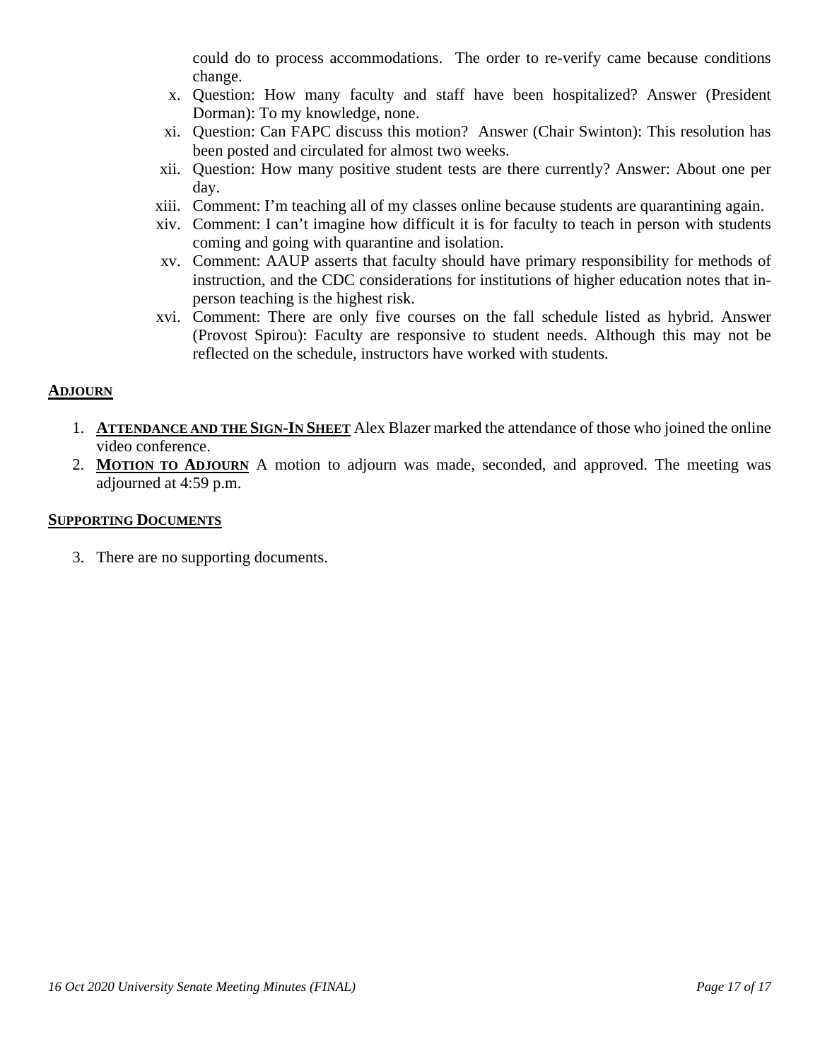could do to process accommodations. The order to re-verify came because conditions change.

x. Question: How many faculty and staff have been hospitalized? Answer (President Dorman): To my knowledge, none.
xi. Question: Can FAPC discuss this motion? Answer (Chair Swinton): This resolution has been posted and circulated for almost two weeks.
xii. Question: How many positive student tests are there currently? Answer: About one per day.
xiii. Comment: I'm teaching all of my classes online because students are quarantining again.
xiv. Comment: I can't imagine how difficult it is for faculty to teach in person with students coming and going with quarantine and isolation.
xv. Comment: AAUP asserts that faculty should have primary responsibility for methods of instruction, and the CDC considerations for institutions of higher education notes that in-person teaching is the highest risk.
xvi. Comment: There are only five courses on the fall schedule listed as hybrid. Answer (Provost Spirou): Faculty are responsive to student needs. Although this may not be reflected on the schedule, instructors have worked with students.

## ADJOURN

1. **ATTENDANCE AND THE SIGN-IN SHEET** Alex Blazer marked the attendance of those who joined the online video conference.
2. **MOTION TO ADJOURN** A motion to adjourn was made, seconded, and approved. The meeting was adjourned at 4:59 p.m.

## SUPPORTING DOCUMENTS

3. There are no supporting documents.